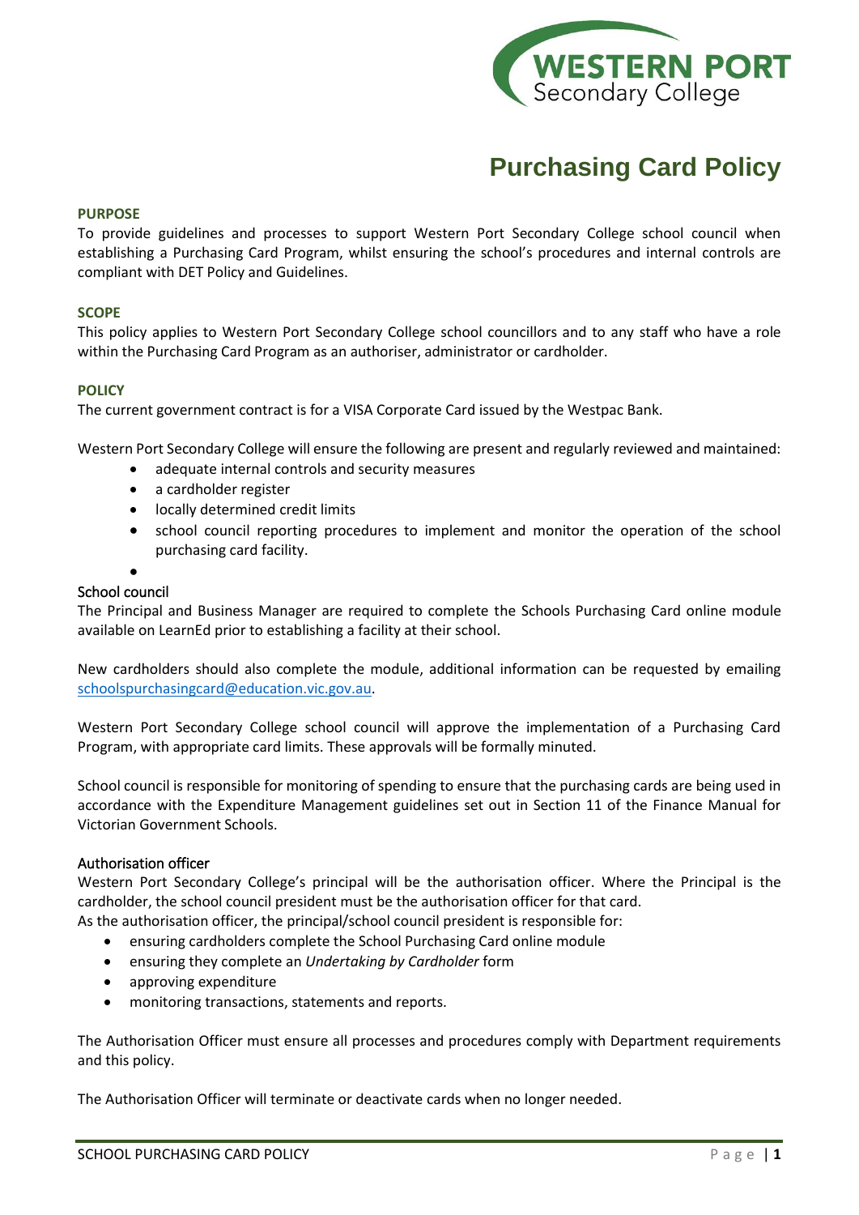# Purchasing Card Policy

## PURPOSE

To provide guidelines and processes to support Western Port Secondary College school council when establishing a Purchasing Card Program, whilst ensuring the school's procedures and internal controls are compliant with DET Policy and Guidelines.

## SCOPE

This policy applies to Western Port Secondary College school councillors and to any staff who have a role within the Purchasing Card Program as an authoriser, administrator or cardholder.

## POLICY

The current government contract is for a VISA Corporate Card issued by the Westpac Bank.

Western Port Secondary College will ensure the following are present and regularly reviewed and maintained:

- adequate internal controls and security measures
- a cardholder register
- locally determined credit limits
- school council reporting procedures to implement and monitor the operation of the school purchasing card facility.

### School council

The Principal and Business Manager are required to complete the Schools Purchasing Card online module available on LearnEd prior to establishing a facility at their school.

New cardholders should also complete the module, additional information can be requested by emailing schoolspurchasingcard@education.vic.gov.au.

Western Port Secondary College school council will approve the implementation of a Purchasing Card Program, with appropriate card limits. These approvals will be formally minuted.

School council is responsible for monitoring of spending to ensure that the purchasing cards are being used in accordance with the Expenditure Management guidelines set out in Section 11 of the Finance Manual for Victorian Government Schools.

### Authorisation officer

Western Port Secondary College's principal will be the authorisation officer. Where the Principal is the cardholder, the school council president must be the authorisation officer for that card.
As the authorisation officer, the principal/school council president is responsible for:

- ensuring cardholders complete the School Purchasing Card online module
- ensuring they complete an *Undertaking by Cardholder* form
- approving expenditure
- monitoring transactions, statements and reports.

The Authorisation Officer must ensure all processes and procedures comply with Department requirements and this policy.

The Authorisation Officer will terminate or deactivate cards when no longer needed.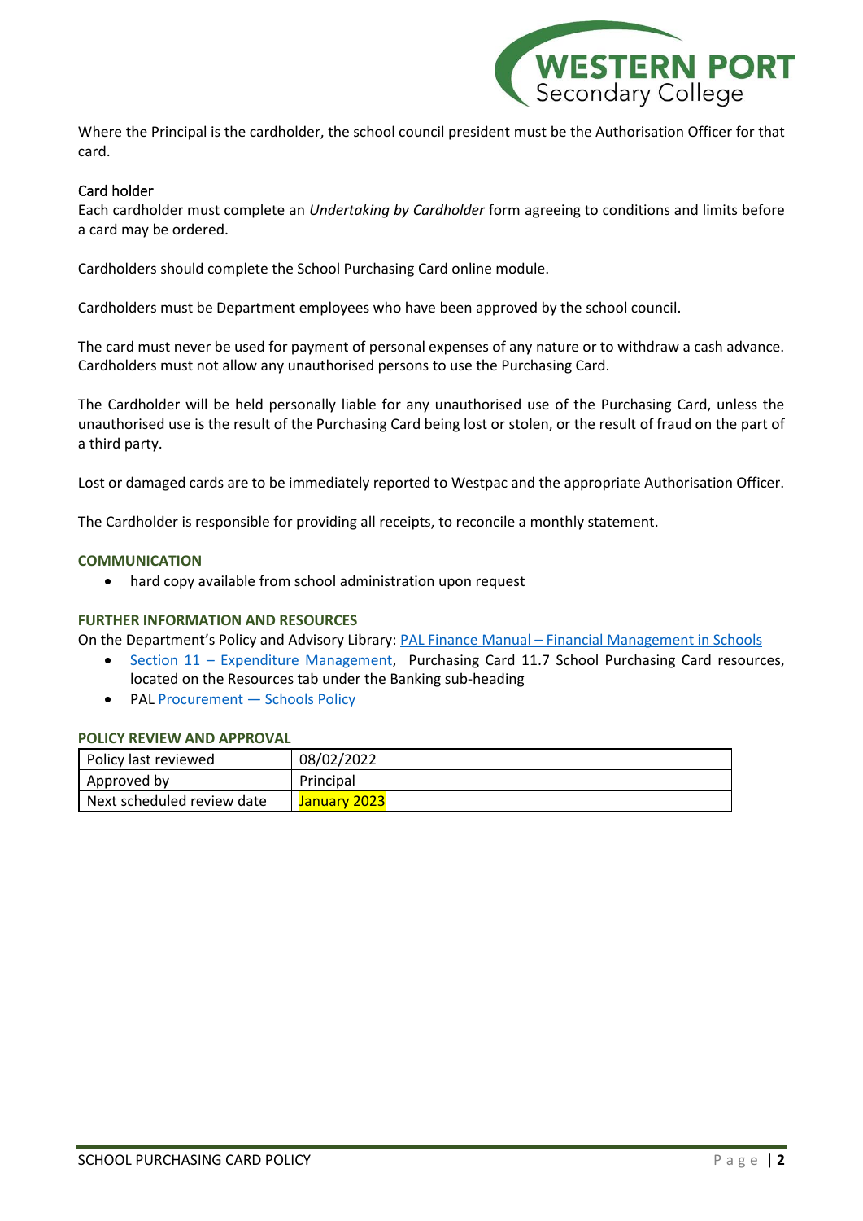Where the Principal is the cardholder, the school council president must be the Authorisation Officer for that card.

### Card holder

Each cardholder must complete an *Undertaking by Cardholder* form agreeing to conditions and limits before a card may be ordered.

Cardholders should complete the School Purchasing Card online module.

Cardholders must be Department employees who have been approved by the school council.

The card must never be used for payment of personal expenses of any nature or to withdraw a cash advance. Cardholders must not allow any unauthorised persons to use the Purchasing Card.

The Cardholder will be held personally liable for any unauthorised use of the Purchasing Card, unless the unauthorised use is the result of the Purchasing Card being lost or stolen, or the result of fraud on the part of a third party.

Lost or damaged cards are to be immediately reported to Westpac and the appropriate Authorisation Officer.

The Cardholder is responsible for providing all receipts, to reconcile a monthly statement.

## COMMUNICATION

- hard copy available from school administration upon request

## FURTHER INFORMATION AND RESOURCES

On the Department's Policy and Advisory Library: PAL Finance Manual – Financial Management in Schools

- Section 11 – Expenditure Management, Purchasing Card 11.7 School Purchasing Card resources, located on the Resources tab under the Banking sub-heading
- PAL Procurement — Schools Policy

## POLICY REVIEW AND APPROVAL

| | |
|---|---|
| Policy last reviewed | 08/02/2022 |
| Approved by | Principal |
| Next scheduled review date | January 2023 |